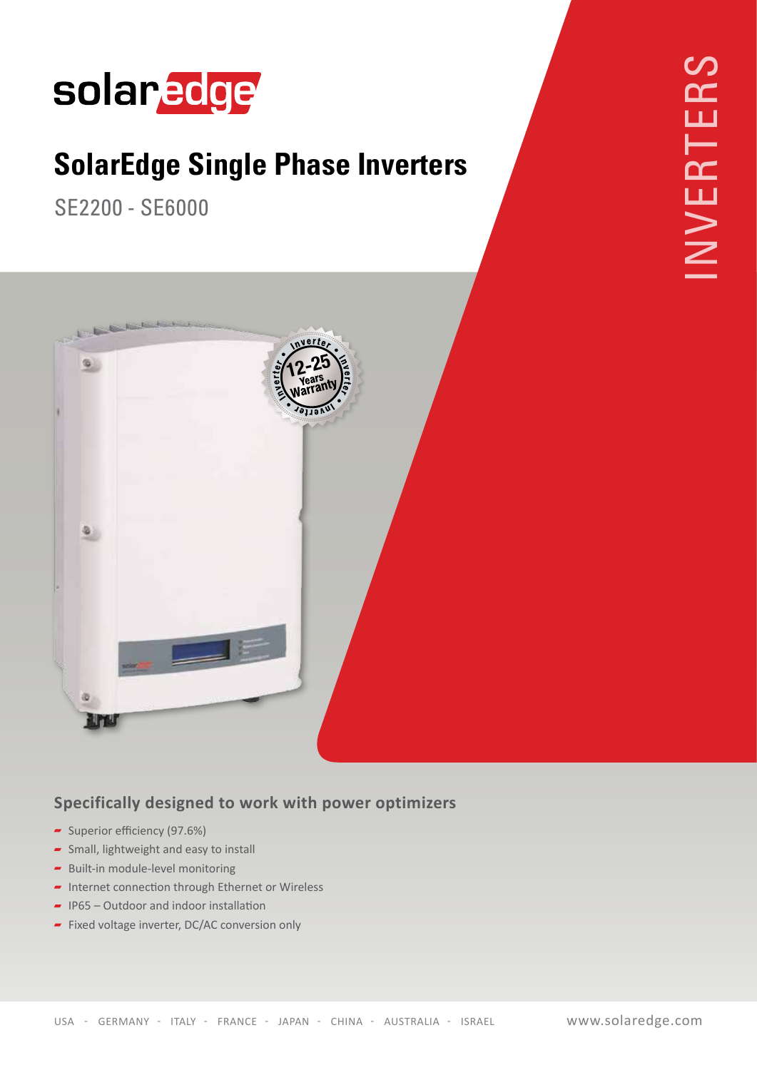solaredge

# SolarEdge Single Phase Inverters

SE2200 - SE6000

INVERTERS

## Specifically designed to work with power optimizers

- Superior efficiency (97.6%)
- Small, lightweight and easy to install
- Built-in module-level monitoring
- Internet connection through Ethernet or Wireless
- IP65 – Outdoor and indoor installation
- Fixed voltage inverter, DC/AC conversion only

USA - GERMANY - ITALY - FRANCE - JAPAN - CHINA - AUSTRALIA - ISRAEL

www.solaredge.com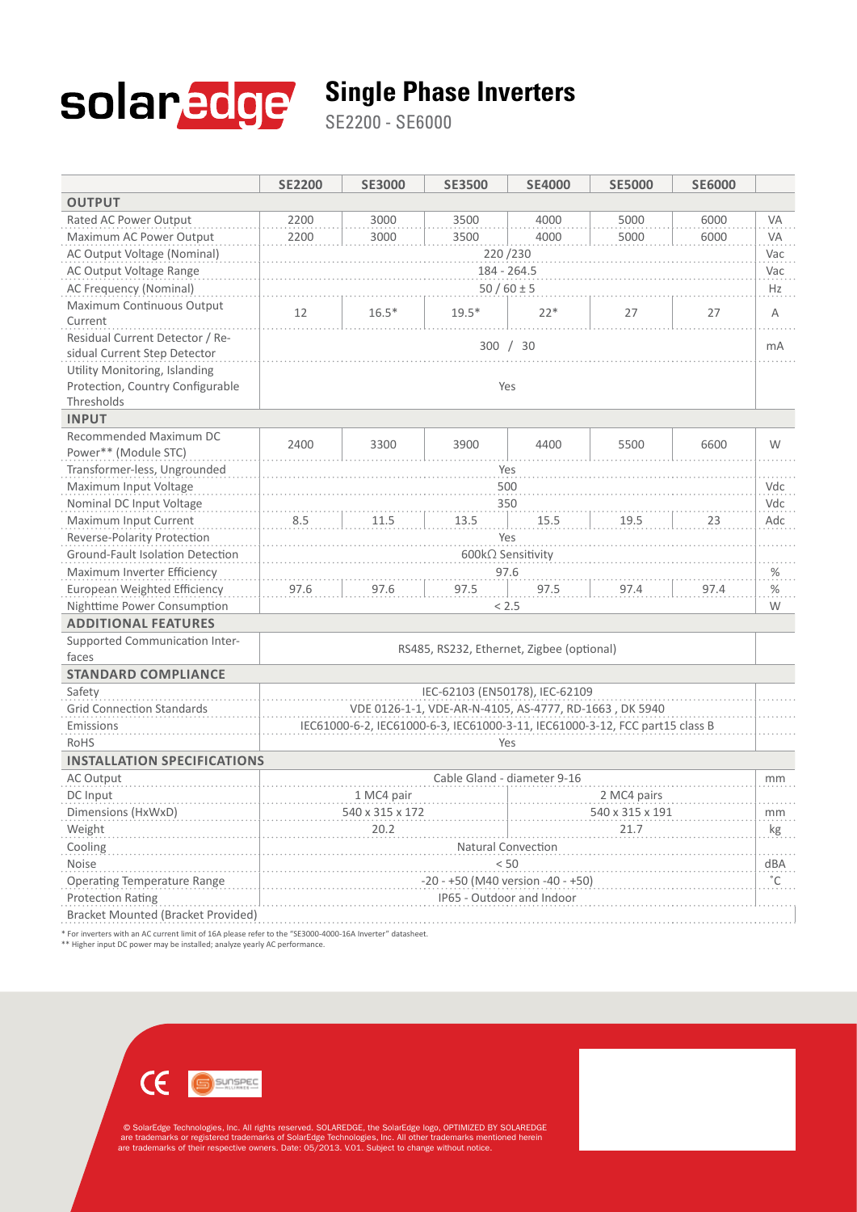# Single Phase Inverters

SE2200 - SE6000

| | SE2200 | SE3000 | SE3500 | SE4000 | SE5000 | SE6000 | |
|---|---|---|---|---|---|---|---|
| **OUTPUT** | | | | | | | |
| Rated AC Power Output | 2200 | 3000 | 3500 | 4000 | 5000 | 6000 | VA |
| Maximum AC Power Output | 2200 | 3000 | 3500 | 4000 | 5000 | 6000 | VA |
| AC Output Voltage (Nominal) | 220 /230 | | | | | | Vac |
| AC Output Voltage Range | 184 - 264.5 | | | | | | Vac |
| AC Frequency (Nominal) | 50 / 60 ± 5 | | | | | | Hz |
| Maximum Continuous Output Current | 12 | 16.5* | 19.5* | 22* | 27 | 27 | A |
| Residual Current Detector / Residual Current Step Detector | 300 / 30 | | | | | | mA |
| Utility Monitoring, Islanding Protection, Country Configurable Thresholds | Yes | | | | | | |
| **INPUT** | | | | | | | |
| Recommended Maximum DC Power** (Module STC) | 2400 | 3300 | 3900 | 4400 | 5500 | 6600 | W |
| Transformer-less, Ungrounded | Yes | | | | | | |
| Maximum Input Voltage | 500 | | | | | | Vdc |
| Nominal DC Input Voltage | 350 | | | | | | Vdc |
| Maximum Input Current | 8.5 | 11.5 | 13.5 | 15.5 | 19.5 | 23 | Adc |
| Reverse-Polarity Protection | Yes | | | | | | |
| Ground-Fault Isolation Detection | 600kΩ Sensitivity | | | | | | |
| Maximum Inverter Efficiency | 97.6 | | | | | | % |
| European Weighted Efficiency | 97.6 | 97.6 | 97.5 | 97.5 | 97.4 | 97.4 | % |
| Nighttime Power Consumption | < 2.5 | | | | | | W |
| **ADDITIONAL FEATURES** | | | | | | | |
| Supported Communication Interfaces | RS485, RS232, Ethernet, Zigbee (optional) | | | | | | |
| **STANDARD COMPLIANCE** | | | | | | | |
| Safety | IEC-62103 (EN50178), IEC-62109 | | | | | | |
| Grid Connection Standards | VDE 0126-1-1, VDE-AR-N-4105, AS-4777, RD-1663 , DK 5940 | | | | | | |
| Emissions | IEC61000-6-2, IEC61000-6-3, IEC61000-3-11, IEC61000-3-12, FCC part15 class B | | | | | | |
| RoHS | Yes | | | | | | |
| **INSTALLATION SPECIFICATIONS** | | | | | | | |
| AC Output | Cable Gland - diameter 9-16 | | | | | | mm |
| DC Input | 1 MC4 pair | | | 2 MC4 pairs | | | |
| Dimensions (HxWxD) | 540 x 315 x 172 | | | 540 x 315 x 191 | | | mm |
| Weight | 20.2 | | | 21.7 | | | kg |
| Cooling | Natural Convection | | | | | | |
| Noise | < 50 | | | | | | dBA |
| Operating Temperature Range | -20 - +50 (M40 version -40 - +50) | | | | | | ˚C |
| Protection Rating | IP65 - Outdoor and Indoor | | | | | | |
| Bracket Mounted (Bracket Provided) | | | | | | | |

\* For inverters with an AC current limit of 16A please refer to the "SE3000-4000-16A Inverter" datasheet.

** Higher input DC power may be installed; analyze yearly AC performance.

© SolarEdge Technologies, Inc. All rights reserved. SOLAREDGE, the SolarEdge logo, OPTIMIZED BY SOLAREDGE are trademarks or registered trademarks of SolarEdge Technologies, Inc. All other trademarks mentioned herein are trademarks of their respective owners. Date: 05/2013. V.01. Subject to change without notice.